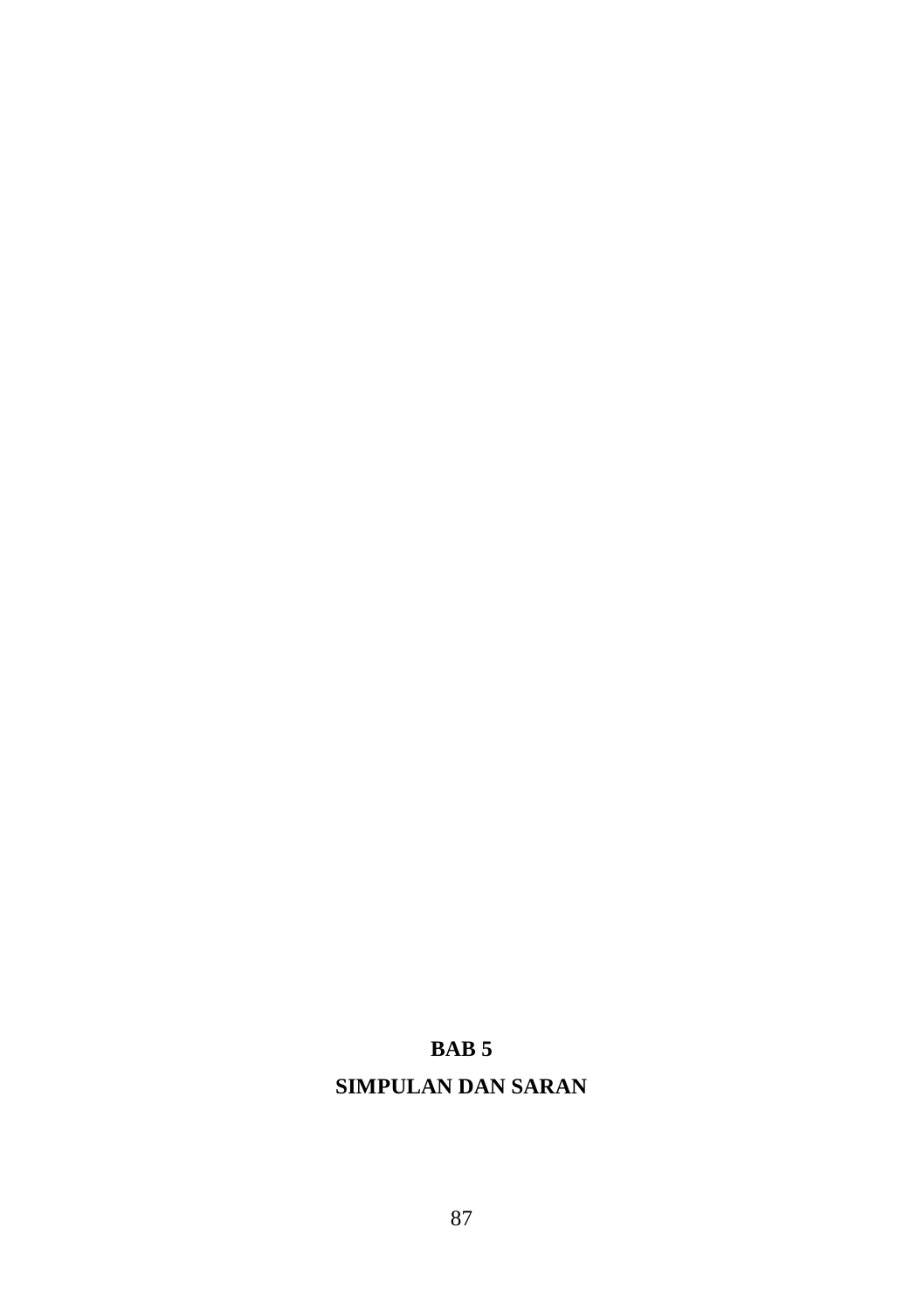# BAB 5

# SIMPULAN DAN SARAN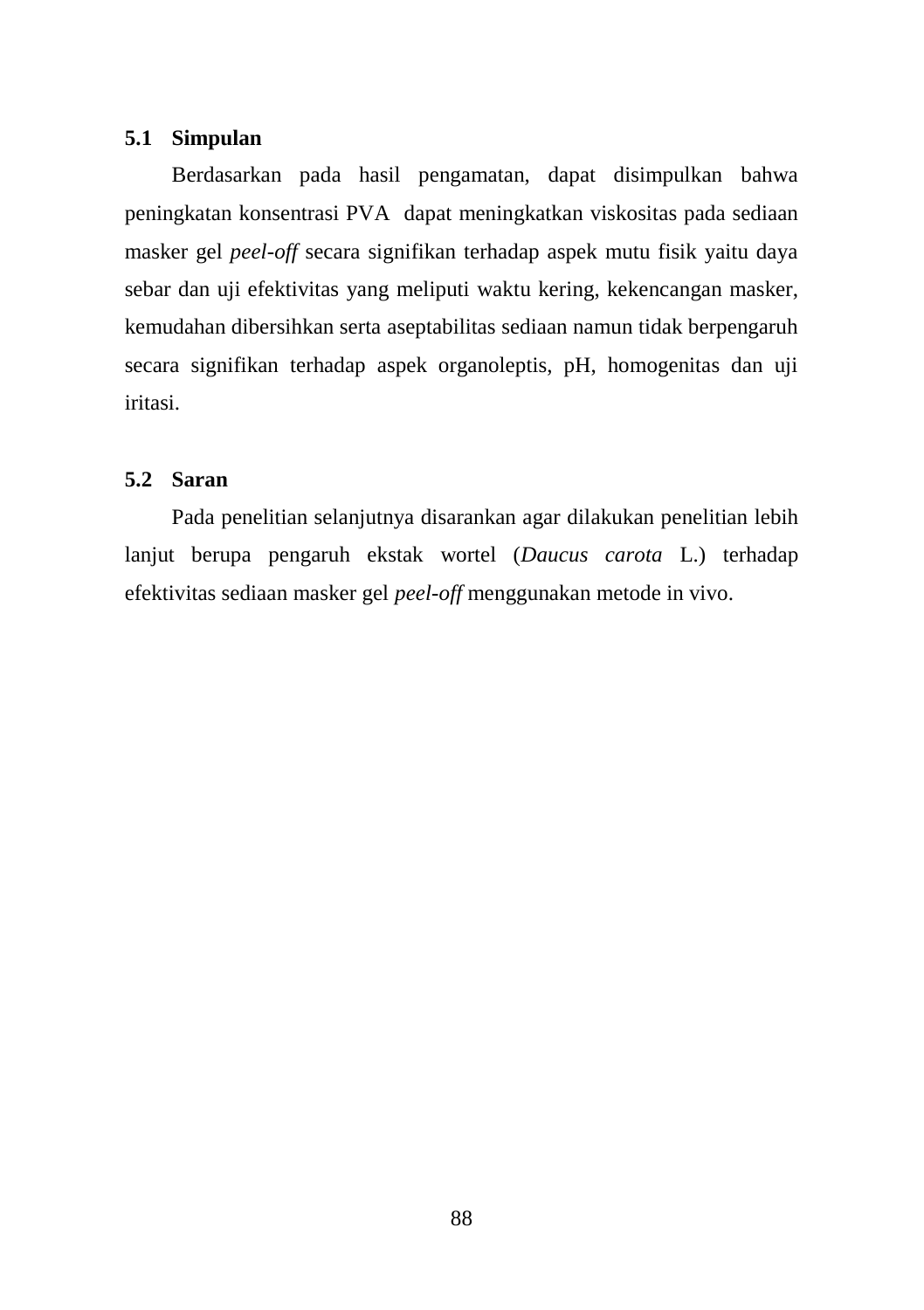## 5.1 Simpulan

Berdasarkan pada hasil pengamatan, dapat disimpulkan bahwa peningkatan konsentrasi PVA dapat meningkatkan viskositas pada sediaan masker gel *peel-off* secara signifikan terhadap aspek mutu fisik yaitu daya sebar dan uji efektivitas yang meliputi waktu kering, kekencangan masker, kemudahan dibersihkan serta aseptabilitas sediaan namun tidak berpengaruh secara signifikan terhadap aspek organoleptis, pH, homogenitas dan uji iritasi.

## 5.2 Saran

Pada penelitian selanjutnya disarankan agar dilakukan penelitian lebih lanjut berupa pengaruh ekstak wortel (*Daucus carota* L.) terhadap efektivitas sediaan masker gel *peel-off* menggunakan metode in vivo.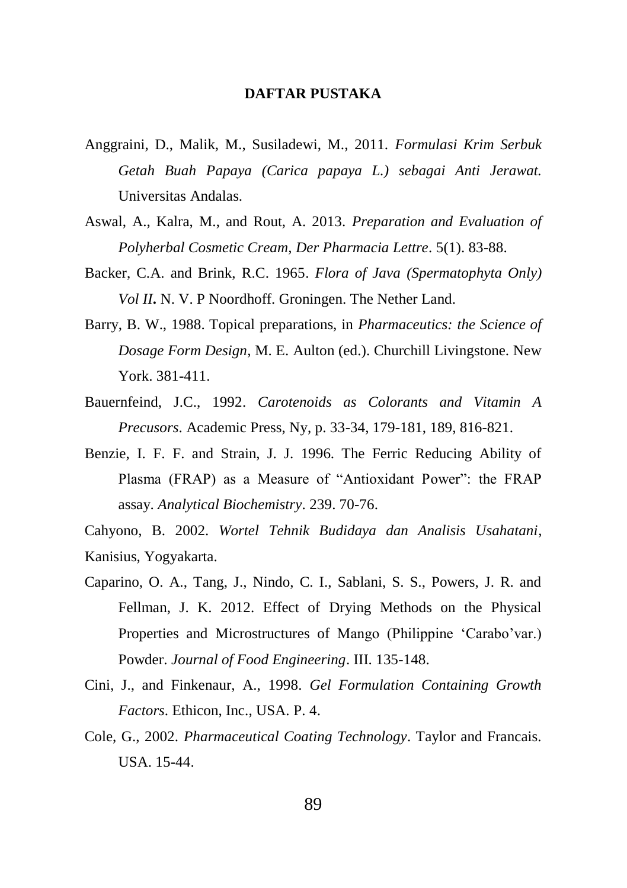## DAFTAR PUSTAKA

Anggraini, D., Malik, M., Susiladewi, M., 2011. *Formulasi Krim Serbuk Getah Buah Papaya (Carica papaya L.) sebagai Anti Jerawat.* Universitas Andalas.

Aswal, A., Kalra, M., and Rout, A. 2013. *Preparation and Evaluation of Polyherbal Cosmetic Cream, Der Pharmacia Lettre*. 5(1). 83-88.

Backer, C.A. and Brink, R.C. 1965. *Flora of Java (Spermatophyta Only) Vol II***.** N. V. P Noordhoff. Groningen. The Nether Land.

Barry, B. W., 1988. Topical preparations, in *Pharmaceutics: the Science of Dosage Form Design*, M. E. Aulton (ed.). Churchill Livingstone. New York. 381-411.

Bauernfeind, J.C., 1992. *Carotenoids as Colorants and Vitamin A Precusors*. Academic Press, Ny, p. 33-34, 179-181, 189, 816-821.

Benzie, I. F. F. and Strain, J. J. 1996. The Ferric Reducing Ability of Plasma (FRAP) as a Measure of "Antioxidant Power": the FRAP assay. *Analytical Biochemistry*. 239. 70-76.

Cahyono, B. 2002. *Wortel Tehnik Budidaya dan Analisis Usahatani*, Kanisius, Yogyakarta.

Caparino, O. A., Tang, J., Nindo, C. I., Sablani, S. S., Powers, J. R. and Fellman, J. K. 2012. Effect of Drying Methods on the Physical Properties and Microstructures of Mango (Philippine 'Carabo'var.) Powder. *Journal of Food Engineering*. III. 135-148.

Cini, J., and Finkenaur, A., 1998. *Gel Formulation Containing Growth Factors*. Ethicon, Inc., USA. P. 4.

Cole, G., 2002. *Pharmaceutical Coating Technology*. Taylor and Francais. USA. 15-44.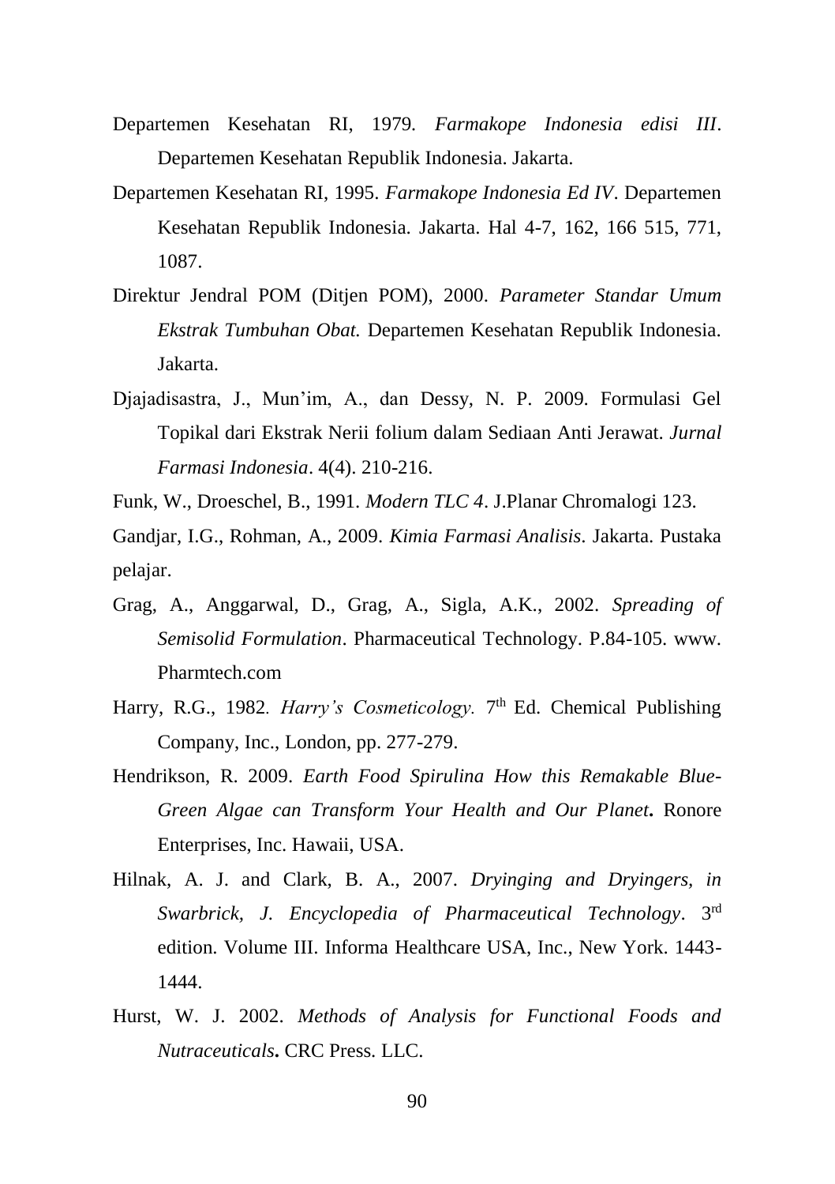Departemen Kesehatan RI, 1979. *Farmakope Indonesia edisi III*. Departemen Kesehatan Republik Indonesia. Jakarta.

Departemen Kesehatan RI, 1995. *Farmakope Indonesia Ed IV*. Departemen Kesehatan Republik Indonesia. Jakarta. Hal 4-7, 162, 166 515, 771, 1087.

Direktur Jendral POM (Ditjen POM), 2000. *Parameter Standar Umum Ekstrak Tumbuhan Obat.* Departemen Kesehatan Republik Indonesia. Jakarta.

Djajadisastra, J., Mun'im, A., dan Dessy, N. P. 2009. Formulasi Gel Topikal dari Ekstrak Nerii folium dalam Sediaan Anti Jerawat. *Jurnal Farmasi Indonesia*. 4(4). 210-216.

Funk, W., Droeschel, B., 1991. *Modern TLC 4*. J.Planar Chromalogi 123.

Gandjar, I.G., Rohman, A., 2009. *Kimia Farmasi Analisis*. Jakarta. Pustaka pelajar.

Grag, A., Anggarwal, D., Grag, A., Sigla, A.K., 2002. *Spreading of Semisolid Formulation*. Pharmaceutical Technology. P.84-105. www. Pharmtech.com

Harry, R.G., 1982. *Harry's Cosmeticology.* 7th Ed. Chemical Publishing Company, Inc., London, pp. 277-279.

Hendrikson, R. 2009. *Earth Food Spirulina How this Remakable Blue-Green Algae can Transform Your Health and Our Planet***.** Ronore Enterprises, Inc. Hawaii, USA.

Hilnak, A. J. and Clark, B. A., 2007. *Dryinging and Dryingers, in Swarbrick, J. Encyclopedia of Pharmaceutical Technology*. 3rd edition. Volume III. Informa Healthcare USA, Inc., New York. 1443-1444.

Hurst, W. J. 2002. *Methods of Analysis for Functional Foods and Nutraceuticals***.** CRC Press. LLC.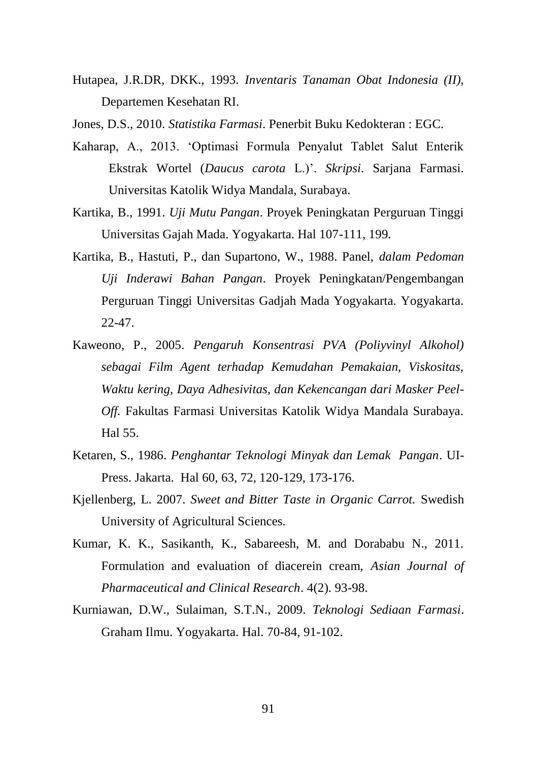Hutapea, J.R.DR, DKK., 1993. *Inventaris Tanaman Obat Indonesia (II),* Departemen Kesehatan RI.

Jones, D.S., 2010. *Statistika Farmasi*. Penerbit Buku Kedokteran : EGC.

Kaharap, A., 2013. 'Optimasi Formula Penyalut Tablet Salut Enterik Ekstrak Wortel (*Daucus carota* L.)'. *Skripsi*. Sarjana Farmasi. Universitas Katolik Widya Mandala, Surabaya.

Kartika, B., 1991. *Uji Mutu Pangan*. Proyek Peningkatan Perguruan Tinggi Universitas Gajah Mada. Yogyakarta. Hal 107-111, 199.

Kartika, B., Hastuti, P., dan Supartono, W., 1988. Panel, *dalam Pedoman Uji Inderawi Bahan Pangan*. Proyek Peningkatan/Pengembangan Perguruan Tinggi Universitas Gadjah Mada Yogyakarta. Yogyakarta. 22-47.

Kaweono, P., 2005. *Pengaruh Konsentrasi PVA (Poliyvinyl Alkohol) sebagai Film Agent terhadap Kemudahan Pemakaian, Viskositas, Waktu kering, Daya Adhesivitas, dan Kekencangan dari Masker Peel-Off.* Fakultas Farmasi Universitas Katolik Widya Mandala Surabaya. Hal 55.

Ketaren, S., 1986. *Penghantar Teknologi Minyak dan Lemak Pangan*. UI-Press. Jakarta. Hal 60, 63, 72, 120-129, 173-176.

Kjellenberg, L. 2007. *Sweet and Bitter Taste in Organic Carrot.* Swedish University of Agricultural Sciences.

Kumar, K. K., Sasikanth, K., Sabareesh, M. and Dorababu N., 2011. Formulation and evaluation of diacerein cream, *Asian Journal of Pharmaceutical and Clinical Research*. 4(2). 93-98.

Kurniawan, D.W., Sulaiman, S.T.N., 2009. *Teknologi Sediaan Farmasi*. Graham Ilmu. Yogyakarta. Hal. 70-84, 91-102.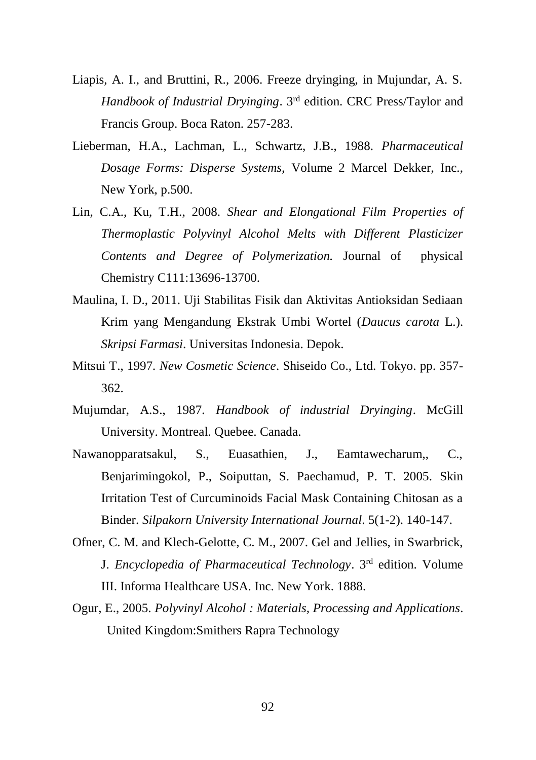Liapis, A. I., and Bruttini, R., 2006. Freeze dryinging, in Mujundar, A. S. *Handbook of Industrial Dryinging*. 3rd edition. CRC Press/Taylor and Francis Group. Boca Raton. 257-283.

Lieberman, H.A., Lachman, L., Schwartz, J.B., 1988. *Pharmaceutical Dosage Forms: Disperse Systems*, Volume 2 Marcel Dekker, Inc., New York, p.500.

Lin, C.A., Ku, T.H., 2008. *Shear and Elongational Film Properties of Thermoplastic Polyvinyl Alcohol Melts with Different Plasticizer Contents and Degree of Polymerization.* Journal of physical Chemistry C111:13696-13700.

Maulina, I. D., 2011. Uji Stabilitas Fisik dan Aktivitas Antioksidan Sediaan Krim yang Mengandung Ekstrak Umbi Wortel (*Daucus carota* L.). *Skripsi Farmasi*. Universitas Indonesia. Depok.

Mitsui T., 1997. *New Cosmetic Science*. Shiseido Co., Ltd. Tokyo. pp. 357-362.

Mujumdar, A.S., 1987. *Handbook of industrial Dryinging*. McGill University. Montreal. Quebee. Canada.

Nawanopparatsakul, S., Euasathien, J., Eamtawecharum,, C., Benjarimingokol, P., Soiputtan, S. Paechamud, P. T. 2005. Skin Irritation Test of Curcuminoids Facial Mask Containing Chitosan as a Binder. *Silpakorn University International Journal*. 5(1-2). 140-147.

Ofner, C. M. and Klech-Gelotte, C. M., 2007. Gel and Jellies, in Swarbrick, J. *Encyclopedia of Pharmaceutical Technology*. 3rd edition. Volume III. Informa Healthcare USA. Inc. New York. 1888.

Ogur, E., 2005. *Polyvinyl Alcohol : Materials, Processing and Applications*. United Kingdom:Smithers Rapra Technology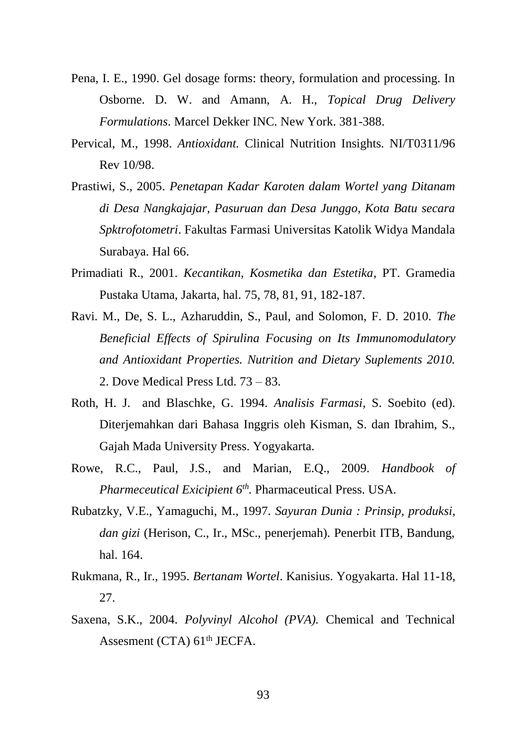Pena, I. E., 1990. Gel dosage forms: theory, formulation and processing. In Osborne. D. W. and Amann, A. H., *Topical Drug Delivery Formulations*. Marcel Dekker INC. New York. 381-388.

Pervical, M., 1998. *Antioxidant.* Clinical Nutrition Insights. NI/T0311/96 Rev 10/98.

Prastiwi, S., 2005. *Penetapan Kadar Karoten dalam Wortel yang Ditanam di Desa Nangkajajar, Pasuruan dan Desa Junggo, Kota Batu secara Spktrofotometri*. Fakultas Farmasi Universitas Katolik Widya Mandala Surabaya. Hal 66.

Primadiati R., 2001. *Kecantikan, Kosmetika dan Estetika*, PT. Gramedia Pustaka Utama, Jakarta, hal. 75, 78, 81, 91, 182-187.

Ravi. M., De, S. L., Azharuddin, S., Paul, and Solomon, F. D. 2010. *The Beneficial Effects of Spirulina Focusing on Its Immunomodulatory and Antioxidant Properties. Nutrition and Dietary Suplements 2010.* 2. Dove Medical Press Ltd. 73 – 83.

Roth, H. J. and Blaschke, G. 1994. *Analisis Farmasi*, S. Soebito (ed). Diterjemahkan dari Bahasa Inggris oleh Kisman, S. dan Ibrahim, S., Gajah Mada University Press. Yogyakarta.

Rowe, R.C., Paul, J.S., and Marian, E.Q., 2009. *Handbook of Pharmeceutical Exicipient 6th.* Pharmaceutical Press. USA.

Rubatzky, V.E., Yamaguchi, M., 1997. *Sayuran Dunia : Prinsip, produksi, dan gizi* (Herison, C., Ir., MSc., penerjemah). Penerbit ITB, Bandung, hal. 164.

Rukmana, R., Ir., 1995. *Bertanam Wortel*. Kanisius. Yogyakarta. Hal 11-18, 27.

Saxena, S.K., 2004. *Polyvinyl Alcohol (PVA).* Chemical and Technical Assesment (CTA) 61th JECFA.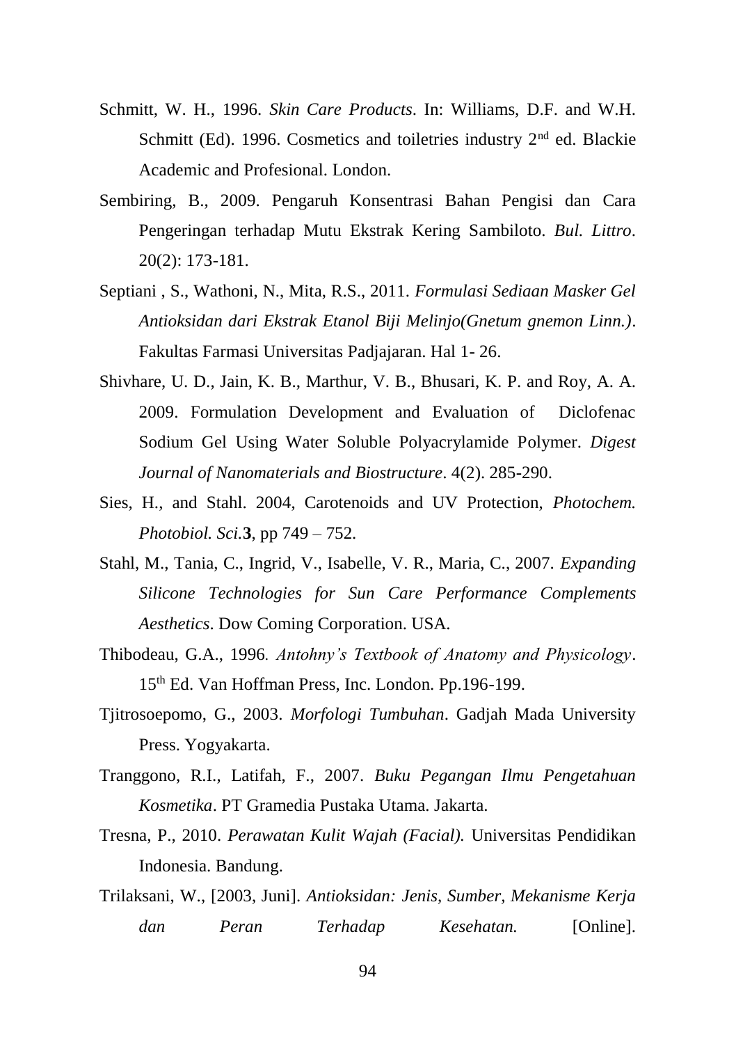Schmitt, W. H., 1996. *Skin Care Products*. In: Williams, D.F. and W.H. Schmitt (Ed). 1996. Cosmetics and toiletries industry 2nd ed. Blackie Academic and Profesional. London.

Sembiring, B., 2009. Pengaruh Konsentrasi Bahan Pengisi dan Cara Pengeringan terhadap Mutu Ekstrak Kering Sambiloto. *Bul. Littro*. 20(2): 173-181.

Septiani , S., Wathoni, N., Mita, R.S., 2011. *Formulasi Sediaan Masker Gel Antioksidan dari Ekstrak Etanol Biji Melinjo(Gnetum gnemon Linn.)*. Fakultas Farmasi Universitas Padjajaran. Hal 1- 26.

Shivhare, U. D., Jain, K. B., Marthur, V. B., Bhusari, K. P. and Roy, A. A. 2009. Formulation Development and Evaluation of Diclofenac Sodium Gel Using Water Soluble Polyacrylamide Polymer. *Digest Journal of Nanomaterials and Biostructure*. 4(2). 285-290.

Sies, H., and Stahl. 2004, Carotenoids and UV Protection, *Photochem. Photobiol. Sci.***3**, pp 749 – 752.

Stahl, M., Tania, C., Ingrid, V., Isabelle, V. R., Maria, C., 2007. *Expanding Silicone Technologies for Sun Care Performance Complements Aesthetics*. Dow Coming Corporation. USA.

Thibodeau, G.A., 1996. *Antohny's Textbook of Anatomy and Physicology*. 15th Ed. Van Hoffman Press, Inc. London. Pp.196-199.

Tjitrosoepomo, G., 2003. *Morfologi Tumbuhan*. Gadjah Mada University Press. Yogyakarta.

Tranggono, R.I., Latifah, F., 2007. *Buku Pegangan Ilmu Pengetahuan Kosmetika*. PT Gramedia Pustaka Utama. Jakarta.

Tresna, P., 2010. *Perawatan Kulit Wajah (Facial).* Universitas Pendidikan Indonesia. Bandung.

Trilaksani, W., [2003, Juni]. *Antioksidan: Jenis, Sumber, Mekanisme Kerja dan Peran Terhadap Kesehatan.* [Online].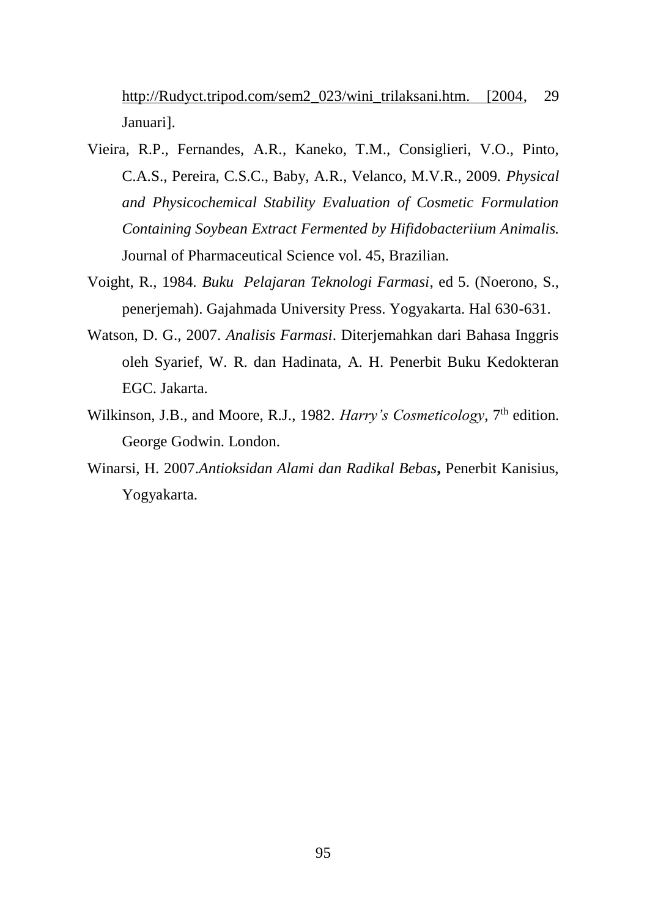http://Rudyct.tripod.com/sem2_023/wini_trilaksani.htm. [2004, 29 Januari].

Vieira, R.P., Fernandes, A.R., Kaneko, T.M., Consiglieri, V.O., Pinto, C.A.S., Pereira, C.S.C., Baby, A.R., Velanco, M.V.R., 2009. *Physical and Physicochemical Stability Evaluation of Cosmetic Formulation Containing Soybean Extract Fermented by Hifidobacteriium Animalis.* Journal of Pharmaceutical Science vol. 45, Brazilian.

Voight, R., 1984. *Buku Pelajaran Teknologi Farmasi*, ed 5. (Noerono, S., penerjemah). Gajahmada University Press. Yogyakarta. Hal 630-631.

Watson, D. G., 2007. *Analisis Farmasi*. Diterjemahkan dari Bahasa Inggris oleh Syarief, W. R. dan Hadinata, A. H. Penerbit Buku Kedokteran EGC. Jakarta.

Wilkinson, J.B., and Moore, R.J., 1982. *Harry's Cosmeticology*, 7th edition. George Godwin. London.

Winarsi, H. 2007.*Antioksidan Alami dan Radikal Bebas***,** Penerbit Kanisius, Yogyakarta.